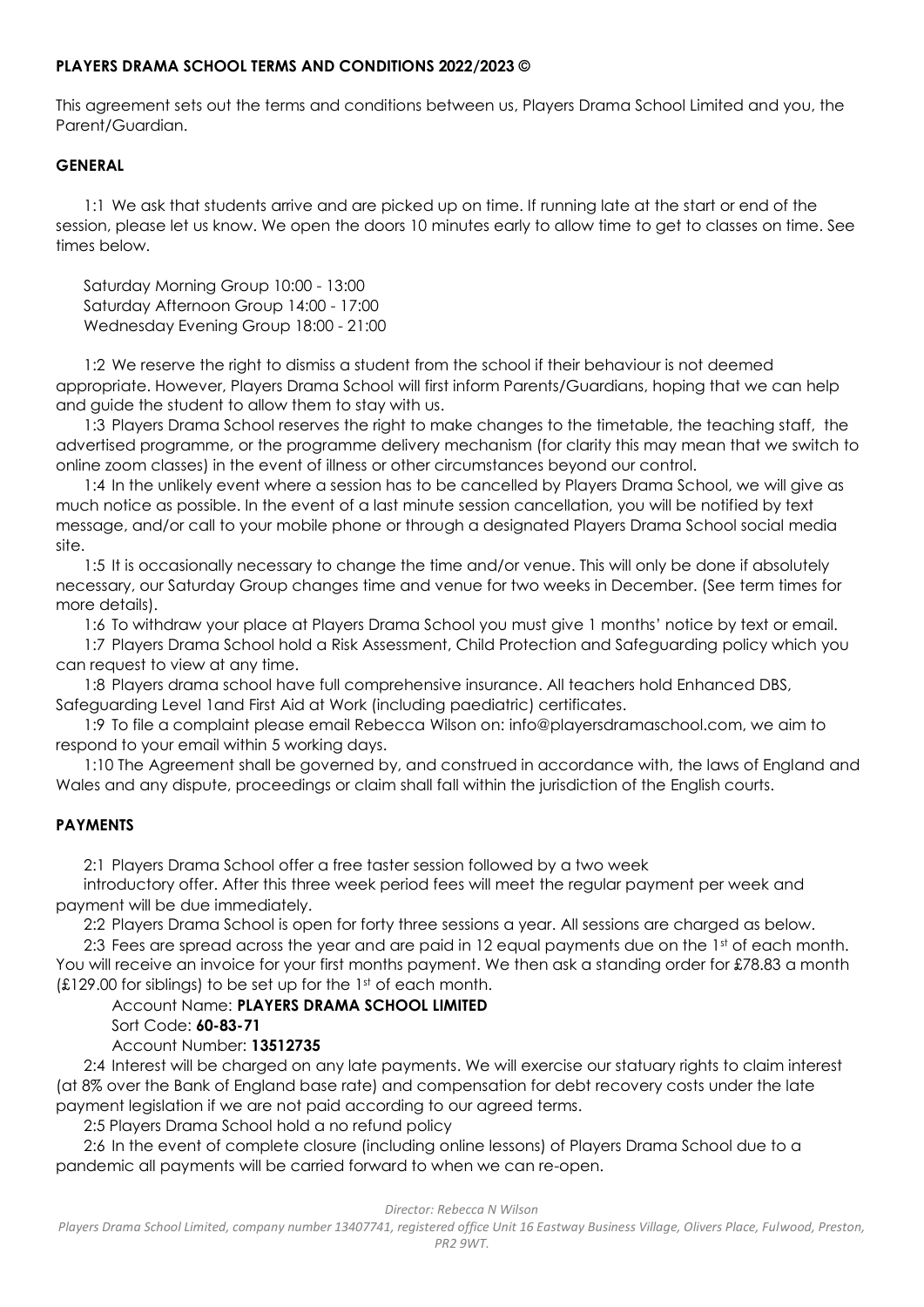# PLAYERS DRAMA SCHOOL TERMS AND CONDITIONS 2022/2023 ©

This agreement sets out the terms and conditions between us, Players Drama School Limited and you, the Parent/Guardian.

## GENERAL

1:1 We ask that students arrive and are picked up on time. If running late at the start or end of the session, please let us know. We open the doors 10 minutes early to allow time to get to classes on time. See times below.

Saturday Morning Group 10:00 - 13:00
Saturday Afternoon Group 14:00 - 17:00
Wednesday Evening Group 18:00 - 21:00

1:2 We reserve the right to dismiss a student from the school if their behaviour is not deemed appropriate. However, Players Drama School will first inform Parents/Guardians, hoping that we can help and guide the student to allow them to stay with us.

1:3 Players Drama School reserves the right to make changes to the timetable, the teaching staff, the advertised programme, or the programme delivery mechanism (for clarity this may mean that we switch to online zoom classes) in the event of illness or other circumstances beyond our control.

1:4 In the unlikely event where a session has to be cancelled by Players Drama School, we will give as much notice as possible. In the event of a last minute session cancellation, you will be notified by text message, and/or call to your mobile phone or through a designated Players Drama School social media site.

1:5 It is occasionally necessary to change the time and/or venue. This will only be done if absolutely necessary, our Saturday Group changes time and venue for two weeks in December. (See term times for more details).

1:6 To withdraw your place at Players Drama School you must give 1 months' notice by text or email.

1:7 Players Drama School hold a Risk Assessment, Child Protection and Safeguarding policy which you can request to view at any time.

1:8 Players drama school have full comprehensive insurance. All teachers hold Enhanced DBS, Safeguarding Level 1and First Aid at Work (including paediatric) certificates.

1:9 To file a complaint please email Rebecca Wilson on: info@playersdramaschool.com, we aim to respond to your email within 5 working days.

1:10 The Agreement shall be governed by, and construed in accordance with, the laws of England and Wales and any dispute, proceedings or claim shall fall within the jurisdiction of the English courts.

## PAYMENTS

2:1 Players Drama School offer a free taster session followed by a two week introductory offer. After this three week period fees will meet the regular payment per week and payment will be due immediately.

2:2 Players Drama School is open for forty three sessions a year. All sessions are charged as below.

2:3 Fees are spread across the year and are paid in 12 equal payments due on the 1st of each month. You will receive an invoice for your first months payment. We then ask a standing order for £78.83 a month (£129.00 for siblings) to be set up for the 1st of each month.

Account Name: **PLAYERS DRAMA SCHOOL LIMITED**
Sort Code: **60-83-71**
Account Number: **13512735**

2:4 Interest will be charged on any late payments. We will exercise our statuary rights to claim interest (at 8% over the Bank of England base rate) and compensation for debt recovery costs under the late payment legislation if we are not paid according to our agreed terms.

2:5 Players Drama School hold a no refund policy

2:6 In the event of complete closure (including online lessons) of Players Drama School due to a pandemic all payments will be carried forward to when we can re-open.

*Director: Rebecca N Wilson*

*Players Drama School Limited, company number 13407741, registered office Unit 16 Eastway Business Village, Olivers Place, Fulwood, Preston, PR2 9WT.*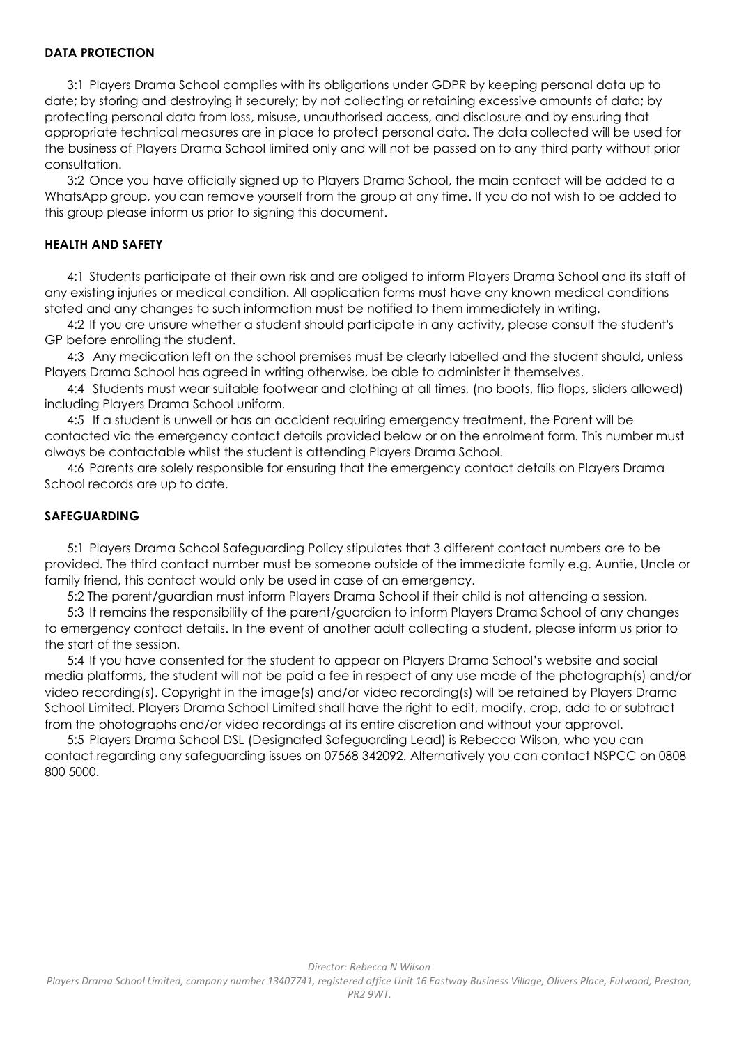**DATA PROTECTION**

3:1 Players Drama School complies with its obligations under GDPR by keeping personal data up to date; by storing and destroying it securely; by not collecting or retaining excessive amounts of data; by protecting personal data from loss, misuse, unauthorised access, and disclosure and by ensuring that appropriate technical measures are in place to protect personal data. The data collected will be used for the business of Players Drama School limited only and will not be passed on to any third party without prior consultation.

3:2 Once you have officially signed up to Players Drama School, the main contact will be added to a WhatsApp group, you can remove yourself from the group at any time. If you do not wish to be added to this group please inform us prior to signing this document.

**HEALTH AND SAFETY**

4:1 Students participate at their own risk and are obliged to inform Players Drama School and its staff of any existing injuries or medical condition. All application forms must have any known medical conditions stated and any changes to such information must be notified to them immediately in writing.

4:2 If you are unsure whether a student should participate in any activity, please consult the student's GP before enrolling the student.

4:3 Any medication left on the school premises must be clearly labelled and the student should, unless Players Drama School has agreed in writing otherwise, be able to administer it themselves.

4:4 Students must wear suitable footwear and clothing at all times, (no boots, flip flops, sliders allowed) including Players Drama School uniform.

4:5 If a student is unwell or has an accident requiring emergency treatment, the Parent will be contacted via the emergency contact details provided below or on the enrolment form. This number must always be contactable whilst the student is attending Players Drama School.

4:6 Parents are solely responsible for ensuring that the emergency contact details on Players Drama School records are up to date.

**SAFEGUARDING**

5:1 Players Drama School Safeguarding Policy stipulates that 3 different contact numbers are to be provided. The third contact number must be someone outside of the immediate family e.g. Auntie, Uncle or family friend, this contact would only be used in case of an emergency.

5:2 The parent/guardian must inform Players Drama School if their child is not attending a session.

5:3 It remains the responsibility of the parent/guardian to inform Players Drama School of any changes to emergency contact details. In the event of another adult collecting a student, please inform us prior to the start of the session.

5:4 If you have consented for the student to appear on Players Drama School's website and social media platforms, the student will not be paid a fee in respect of any use made of the photograph(s) and/or video recording(s). Copyright in the image(s) and/or video recording(s) will be retained by Players Drama School Limited. Players Drama School Limited shall have the right to edit, modify, crop, add to or subtract from the photographs and/or video recordings at its entire discretion and without your approval.

5:5 Players Drama School DSL (Designated Safeguarding Lead) is Rebecca Wilson, who you can contact regarding any safeguarding issues on 07568 342092. Alternatively you can contact NSPCC on 0808 800 5000.

*Director: Rebecca N Wilson*

*Players Drama School Limited, company number 13407741, registered office Unit 16 Eastway Business Village, Olivers Place, Fulwood, Preston, PR2 9WT.*